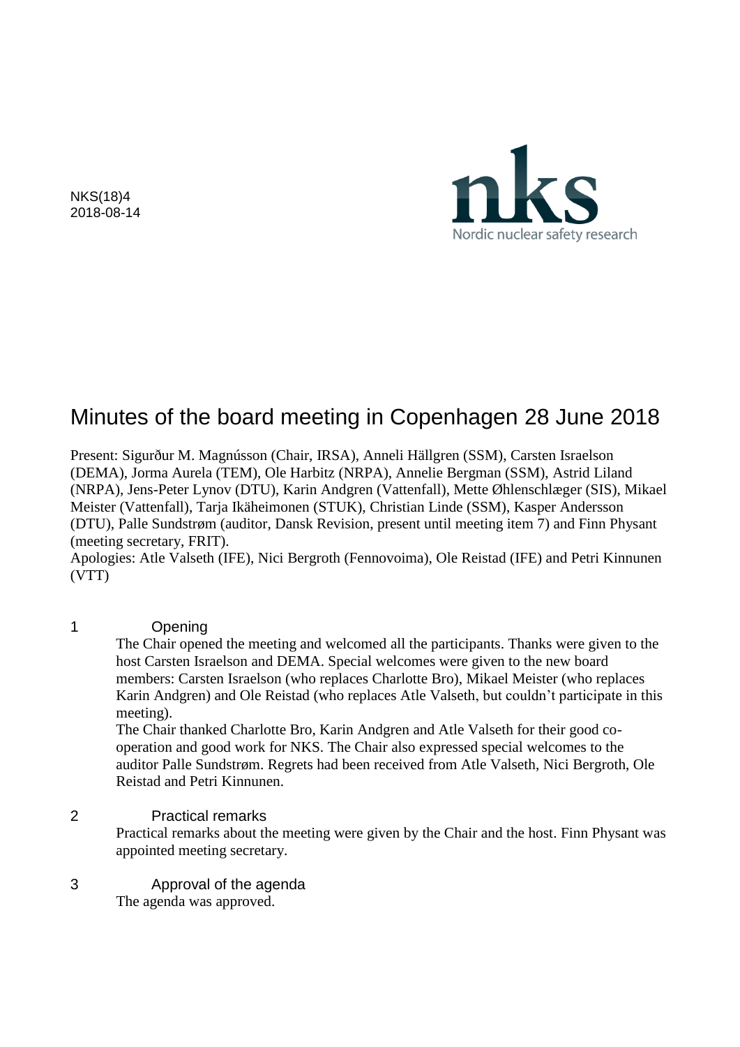NKS(18)4
2018-08-14

nks
Nordic nuclear safety research

# Minutes of the board meeting in Copenhagen 28 June 2018

Present: Sigurður M. Magnússon (Chair, IRSA), Anneli Hällgren (SSM), Carsten Israelson (DEMA), Jorma Aurela (TEM), Ole Harbitz (NRPA), Annelie Bergman (SSM), Astrid Liland (NRPA), Jens-Peter Lynov (DTU), Karin Andgren (Vattenfall), Mette Øhlenschlæger (SIS), Mikael Meister (Vattenfall), Tarja Ikäheimonen (STUK), Christian Linde (SSM), Kasper Andersson (DTU), Palle Sundstrøm (auditor, Dansk Revision, present until meeting item 7) and Finn Physant (meeting secretary, FRIT).

Apologies: Atle Valseth (IFE), Nici Bergroth (Fennovoima), Ole Reistad (IFE) and Petri Kinnunen (VTT)

## 1 Opening

The Chair opened the meeting and welcomed all the participants. Thanks were given to the host Carsten Israelson and DEMA. Special welcomes were given to the new board members: Carsten Israelson (who replaces Charlotte Bro), Mikael Meister (who replaces Karin Andgren) and Ole Reistad (who replaces Atle Valseth, but couldn't participate in this meeting).

The Chair thanked Charlotte Bro, Karin Andgren and Atle Valseth for their good co-operation and good work for NKS. The Chair also expressed special welcomes to the auditor Palle Sundstrøm. Regrets had been received from Atle Valseth, Nici Bergroth, Ole Reistad and Petri Kinnunen.

## 2 Practical remarks

Practical remarks about the meeting were given by the Chair and the host. Finn Physant was appointed meeting secretary.

## 3 Approval of the agenda

The agenda was approved.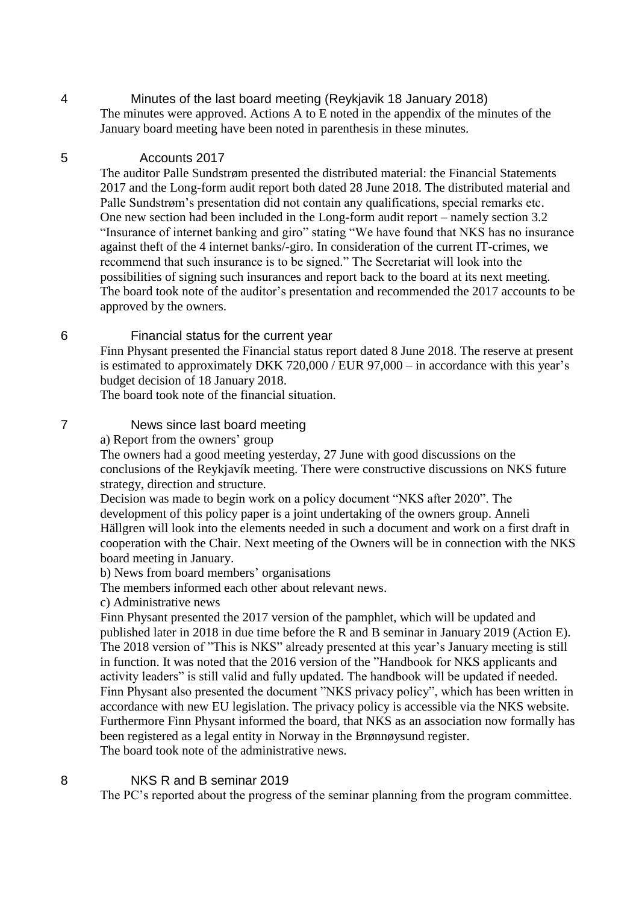## 4 Minutes of the last board meeting (Reykjavik 18 January 2018)

The minutes were approved. Actions A to E noted in the appendix of the minutes of the January board meeting have been noted in parenthesis in these minutes.

## 5 Accounts 2017

The auditor Palle Sundstrøm presented the distributed material: the Financial Statements 2017 and the Long-form audit report both dated 28 June 2018. The distributed material and Palle Sundstrøm's presentation did not contain any qualifications, special remarks etc. One new section had been included in the Long-form audit report – namely section 3.2 "Insurance of internet banking and giro" stating "We have found that NKS has no insurance against theft of the 4 internet banks/-giro. In consideration of the current IT-crimes, we recommend that such insurance is to be signed." The Secretariat will look into the possibilities of signing such insurances and report back to the board at its next meeting. The board took note of the auditor's presentation and recommended the 2017 accounts to be approved by the owners.

## 6 Financial status for the current year

Finn Physant presented the Financial status report dated 8 June 2018. The reserve at present is estimated to approximately DKK 720,000 / EUR 97,000 – in accordance with this year's budget decision of 18 January 2018.
The board took note of the financial situation.

## 7 News since last board meeting

a) Report from the owners' group

The owners had a good meeting yesterday, 27 June with good discussions on the conclusions of the Reykjavík meeting. There were constructive discussions on NKS future strategy, direction and structure.

Decision was made to begin work on a policy document "NKS after 2020". The development of this policy paper is a joint undertaking of the owners group. Anneli Hällgren will look into the elements needed in such a document and work on a first draft in cooperation with the Chair. Next meeting of the Owners will be in connection with the NKS board meeting in January.

b) News from board members' organisations

The members informed each other about relevant news.

c) Administrative news

Finn Physant presented the 2017 version of the pamphlet, which will be updated and published later in 2018 in due time before the R and B seminar in January 2019 (Action E). The 2018 version of "This is NKS" already presented at this year's January meeting is still in function. It was noted that the 2016 version of the "Handbook for NKS applicants and activity leaders" is still valid and fully updated. The handbook will be updated if needed. Finn Physant also presented the document "NKS privacy policy", which has been written in accordance with new EU legislation. The privacy policy is accessible via the NKS website. Furthermore Finn Physant informed the board, that NKS as an association now formally has been registered as a legal entity in Norway in the Brønnøysund register.
The board took note of the administrative news.

## 8 NKS R and B seminar 2019

The PC's reported about the progress of the seminar planning from the program committee.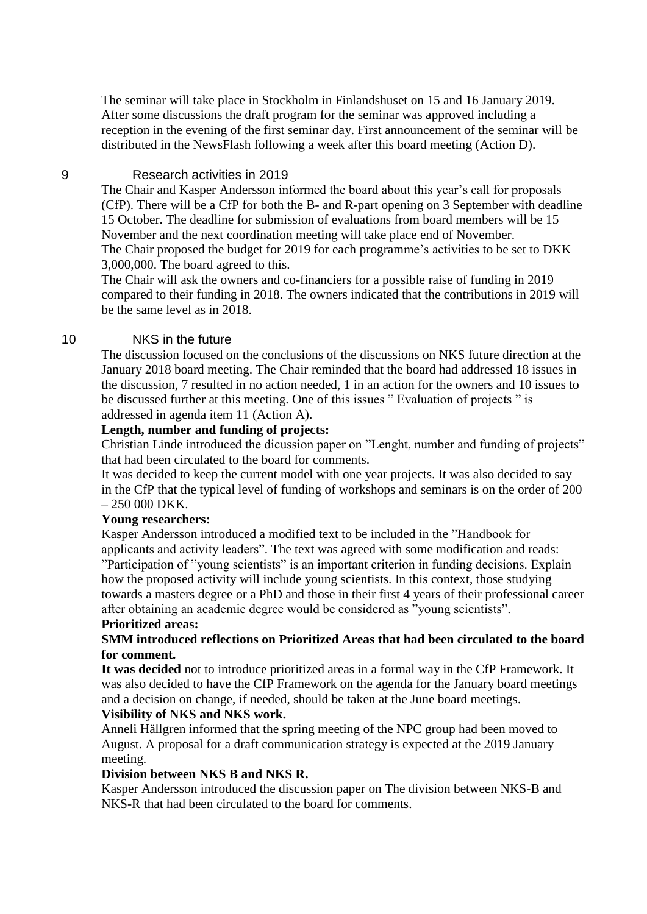The seminar will take place in Stockholm in Finlandshuset on 15 and 16 January 2019. After some discussions the draft program for the seminar was approved including a reception in the evening of the first seminar day. First announcement of the seminar will be distributed in the NewsFlash following a week after this board meeting (Action D).

## 9 Research activities in 2019

The Chair and Kasper Andersson informed the board about this year's call for proposals (CfP). There will be a CfP for both the B- and R-part opening on 3 September with deadline 15 October. The deadline for submission of evaluations from board members will be 15 November and the next coordination meeting will take place end of November.

The Chair proposed the budget for 2019 for each programme's activities to be set to DKK 3,000,000. The board agreed to this.

The Chair will ask the owners and co-financiers for a possible raise of funding in 2019 compared to their funding in 2018. The owners indicated that the contributions in 2019 will be the same level as in 2018.

## 10 NKS in the future

The discussion focused on the conclusions of the discussions on NKS future direction at the January 2018 board meeting. The Chair reminded that the board had addressed 18 issues in the discussion, 7 resulted in no action needed, 1 in an action for the owners and 10 issues to be discussed further at this meeting. One of this issues " Evaluation of projects " is addressed in agenda item 11 (Action A).

**Length, number and funding of projects:**

Christian Linde introduced the dicussion paper on "Lenght, number and funding of projects" that had been circulated to the board for comments.

It was decided to keep the current model with one year projects. It was also decided to say in the CfP that the typical level of funding of workshops and seminars is on the order of 200 – 250 000 DKK.

**Young researchers:**

Kasper Andersson introduced a modified text to be included in the "Handbook for applicants and activity leaders". The text was agreed with some modification and reads: "Participation of "young scientists" is an important criterion in funding decisions. Explain how the proposed activity will include young scientists. In this context, those studying towards a masters degree or a PhD and those in their first 4 years of their professional career after obtaining an academic degree would be considered as "young scientists".

**Prioritized areas:**

**SMM introduced reflections on Prioritized Areas that had been circulated to the board for comment.**

**It was decided** not to introduce prioritized areas in a formal way in the CfP Framework. It was also decided to have the CfP Framework on the agenda for the January board meetings and a decision on change, if needed, should be taken at the June board meetings.

**Visibility of NKS and NKS work.**

Anneli Hällgren informed that the spring meeting of the NPC group had been moved to August. A proposal for a draft communication strategy is expected at the 2019 January meeting.

**Division between NKS B and NKS R.**

Kasper Andersson introduced the discussion paper on The division between NKS-B and NKS-R that had been circulated to the board for comments.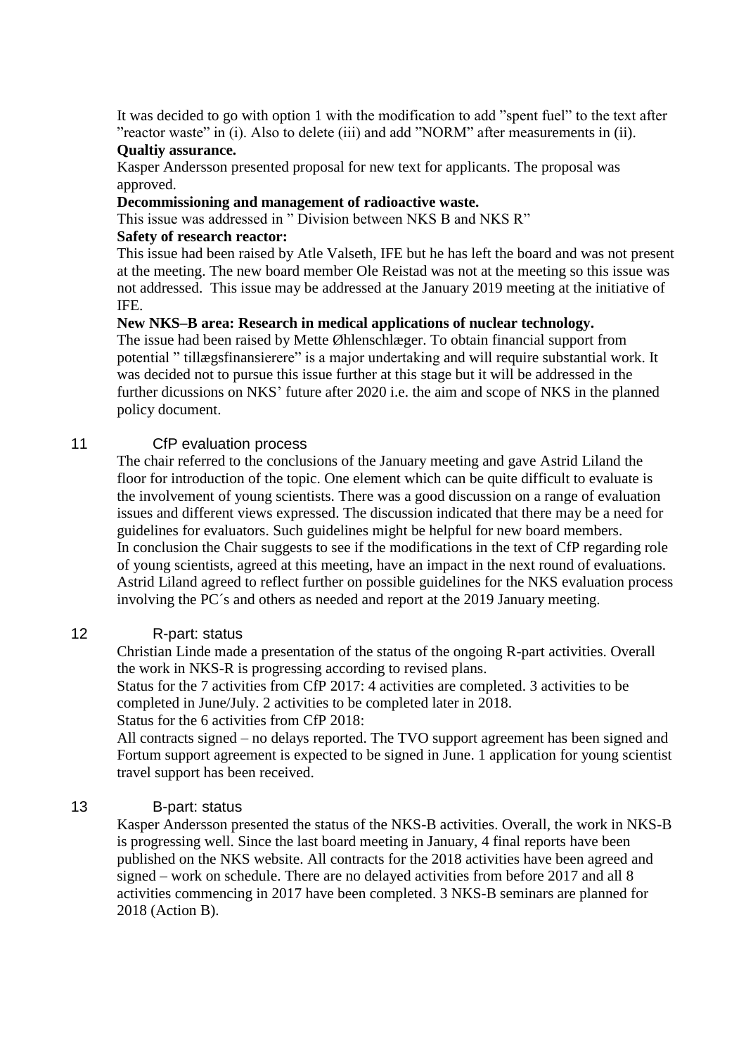It was decided to go with option 1 with the modification to add ”spent fuel” to the text after ”reactor waste” in (i). Also to delete (iii) and add ”NORM” after measurements in (ii).

**Qualtiy assurance.**

Kasper Andersson presented proposal for new text for applicants. The proposal was approved.

**Decommissioning and management of radioactive waste.**

This issue was addressed in ” Division between NKS B and NKS R”

**Safety of research reactor:**

This issue had been raised by Atle Valseth, IFE but he has left the board and was not present at the meeting. The new board member Ole Reistad was not at the meeting so this issue was not addressed. This issue may be addressed at the January 2019 meeting at the initiative of IFE.

**New NKS–B area: Research in medical applications of nuclear technology.**

The issue had been raised by Mette Øhlenschlæger. To obtain financial support from potential ” tillægsfinansierere” is a major undertaking and will require substantial work. It was decided not to pursue this issue further at this stage but it will be addressed in the further dicussions on NKS’ future after 2020 i.e. the aim and scope of NKS in the planned policy document.

## 11 CfP evaluation process

The chair referred to the conclusions of the January meeting and gave Astrid Liland the floor for introduction of the topic. One element which can be quite difficult to evaluate is the involvement of young scientists. There was a good discussion on a range of evaluation issues and different views expressed. The discussion indicated that there may be a need for guidelines for evaluators. Such guidelines might be helpful for new board members.
In conclusion the Chair suggests to see if the modifications in the text of CfP regarding role of young scientists, agreed at this meeting, have an impact in the next round of evaluations. Astrid Liland agreed to reflect further on possible guidelines for the NKS evaluation process involving the PC´s and others as needed and report at the 2019 January meeting.

## 12 R-part: status

Christian Linde made a presentation of the status of the ongoing R-part activities. Overall the work in NKS-R is progressing according to revised plans.
Status for the 7 activities from CfP 2017: 4 activities are completed. 3 activities to be completed in June/July. 2 activities to be completed later in 2018.
Status for the 6 activities from CfP 2018:
All contracts signed – no delays reported. The TVO support agreement has been signed and Fortum support agreement is expected to be signed in June. 1 application for young scientist travel support has been received.

## 13 B-part: status

Kasper Andersson presented the status of the NKS-B activities. Overall, the work in NKS-B is progressing well. Since the last board meeting in January, 4 final reports have been published on the NKS website. All contracts for the 2018 activities have been agreed and signed – work on schedule. There are no delayed activities from before 2017 and all 8 activities commencing in 2017 have been completed. 3 NKS-B seminars are planned for 2018 (Action B).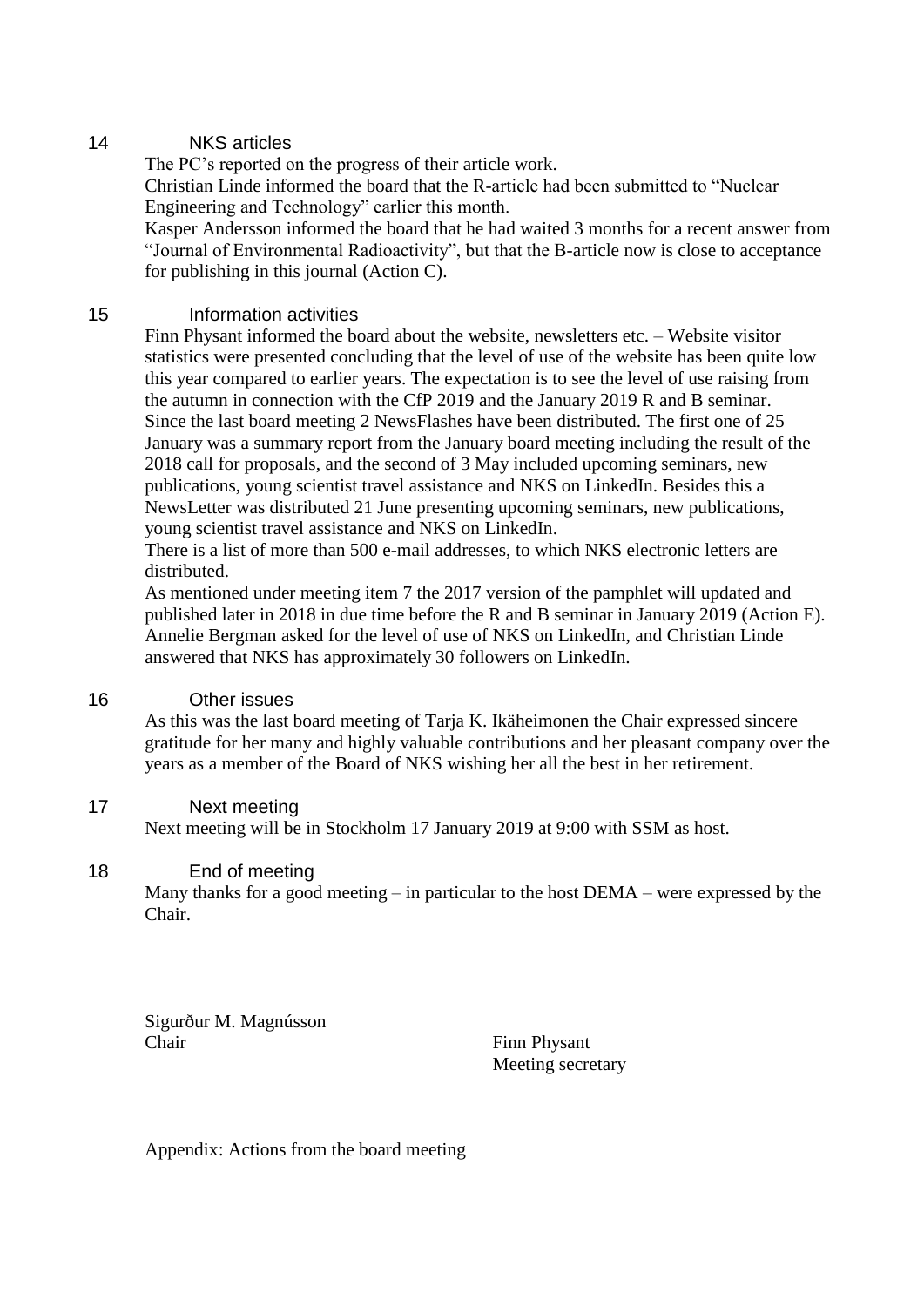## 14 NKS articles

The PC's reported on the progress of their article work.

Christian Linde informed the board that the R-article had been submitted to "Nuclear Engineering and Technology" earlier this month.

Kasper Andersson informed the board that he had waited 3 months for a recent answer from "Journal of Environmental Radioactivity", but that the B-article now is close to acceptance for publishing in this journal (Action C).

## 15 Information activities

Finn Physant informed the board about the website, newsletters etc. – Website visitor statistics were presented concluding that the level of use of the website has been quite low this year compared to earlier years. The expectation is to see the level of use raising from the autumn in connection with the CfP 2019 and the January 2019 R and B seminar.

Since the last board meeting 2 NewsFlashes have been distributed. The first one of 25 January was a summary report from the January board meeting including the result of the 2018 call for proposals, and the second of 3 May included upcoming seminars, new publications, young scientist travel assistance and NKS on LinkedIn. Besides this a NewsLetter was distributed 21 June presenting upcoming seminars, new publications, young scientist travel assistance and NKS on LinkedIn.

There is a list of more than 500 e-mail addresses, to which NKS electronic letters are distributed.

As mentioned under meeting item 7 the 2017 version of the pamphlet will updated and published later in 2018 in due time before the R and B seminar in January 2019 (Action E).

Annelie Bergman asked for the level of use of NKS on LinkedIn, and Christian Linde answered that NKS has approximately 30 followers on LinkedIn.

## 16 Other issues

As this was the last board meeting of Tarja K. Ikäheimonen the Chair expressed sincere gratitude for her many and highly valuable contributions and her pleasant company over the years as a member of the Board of NKS wishing her all the best in her retirement.

## 17 Next meeting

Next meeting will be in Stockholm 17 January 2019 at 9:00 with SSM as host.

## 18 End of meeting

Many thanks for a good meeting – in particular to the host DEMA – were expressed by the Chair.

Sigurður M. Magnússon
Chair

Finn Physant
Meeting secretary

Appendix: Actions from the board meeting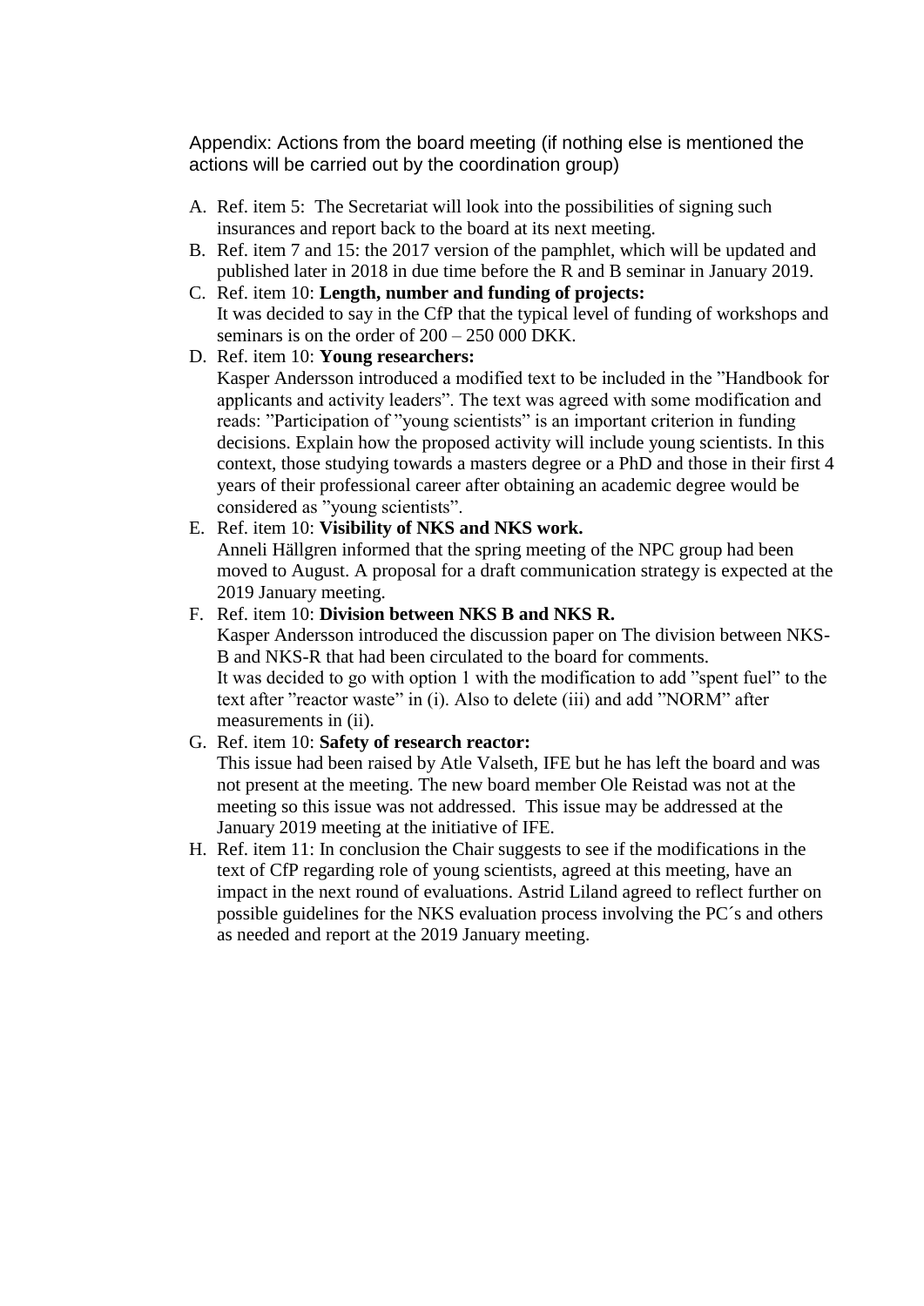Appendix: Actions from the board meeting (if nothing else is mentioned the actions will be carried out by the coordination group)

A. Ref. item 5: The Secretariat will look into the possibilities of signing such insurances and report back to the board at its next meeting.
B. Ref. item 7 and 15: the 2017 version of the pamphlet, which will be updated and published later in 2018 in due time before the R and B seminar in January 2019.
C. Ref. item 10: **Length, number and funding of projects:** It was decided to say in the CfP that the typical level of funding of workshops and seminars is on the order of 200 – 250 000 DKK.
D. Ref. item 10: **Young researchers:** Kasper Andersson introduced a modified text to be included in the "Handbook for applicants and activity leaders". The text was agreed with some modification and reads: "Participation of "young scientists" is an important criterion in funding decisions. Explain how the proposed activity will include young scientists. In this context, those studying towards a masters degree or a PhD and those in their first 4 years of their professional career after obtaining an academic degree would be considered as "young scientists".
E. Ref. item 10: **Visibility of NKS and NKS work.** Anneli Hällgren informed that the spring meeting of the NPC group had been moved to August. A proposal for a draft communication strategy is expected at the 2019 January meeting.
F. Ref. item 10: **Division between NKS B and NKS R.** Kasper Andersson introduced the discussion paper on The division between NKS-B and NKS-R that had been circulated to the board for comments. It was decided to go with option 1 with the modification to add "spent fuel" to the text after "reactor waste" in (i). Also to delete (iii) and add "NORM" after measurements in (ii).
G. Ref. item 10: **Safety of research reactor:** This issue had been raised by Atle Valseth, IFE but he has left the board and was not present at the meeting. The new board member Ole Reistad was not at the meeting so this issue was not addressed. This issue may be addressed at the January 2019 meeting at the initiative of IFE.
H. Ref. item 11: In conclusion the Chair suggests to see if the modifications in the text of CfP regarding role of young scientists, agreed at this meeting, have an impact in the next round of evaluations. Astrid Liland agreed to reflect further on possible guidelines for the NKS evaluation process involving the PC´s and others as needed and report at the 2019 January meeting.